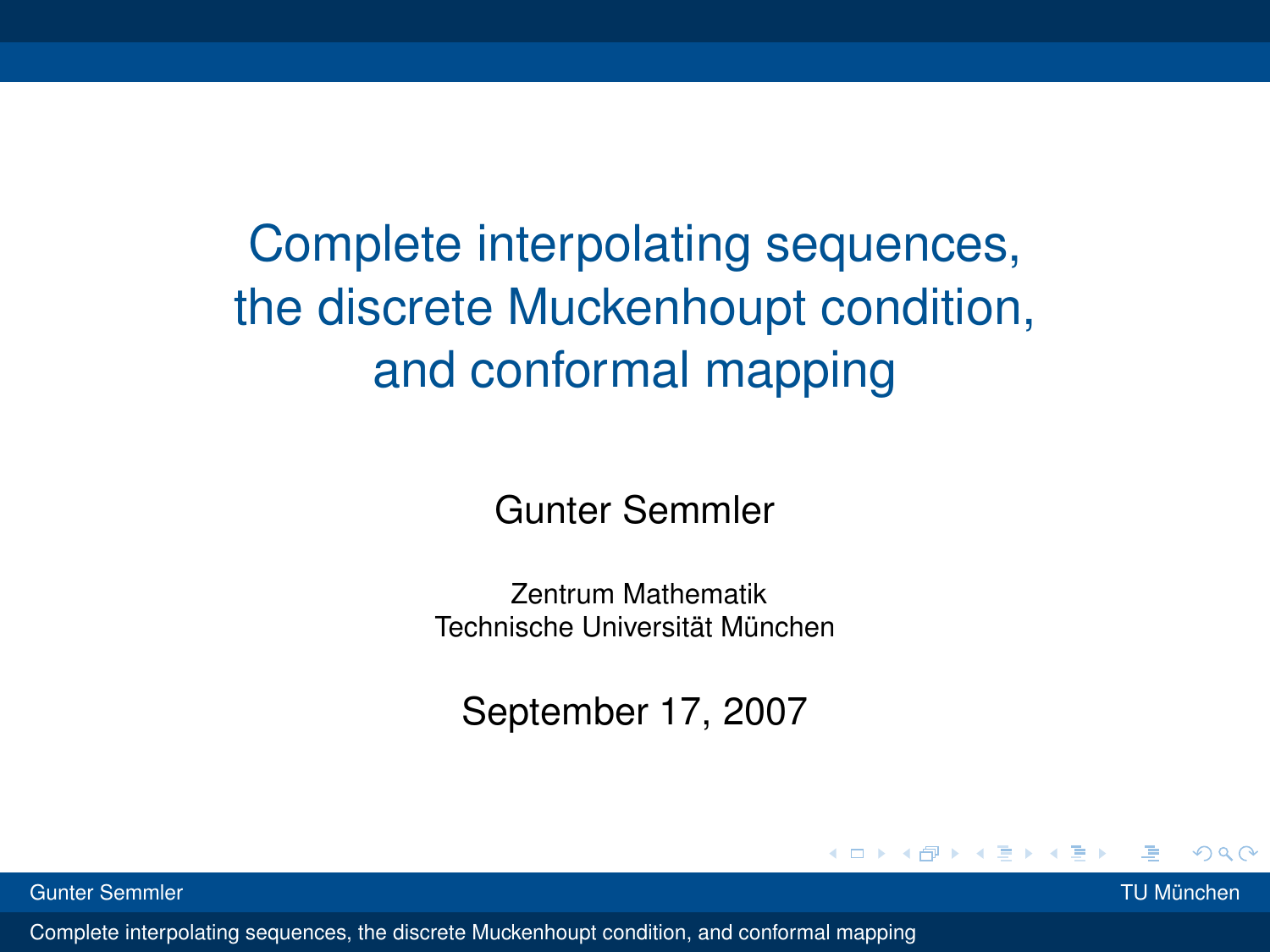# Complete interpolating sequences, the discrete Muckenhoupt condition, and conformal mapping

Gunter Semmler

Zentrum Mathematik
Technische Universität München

September 17, 2007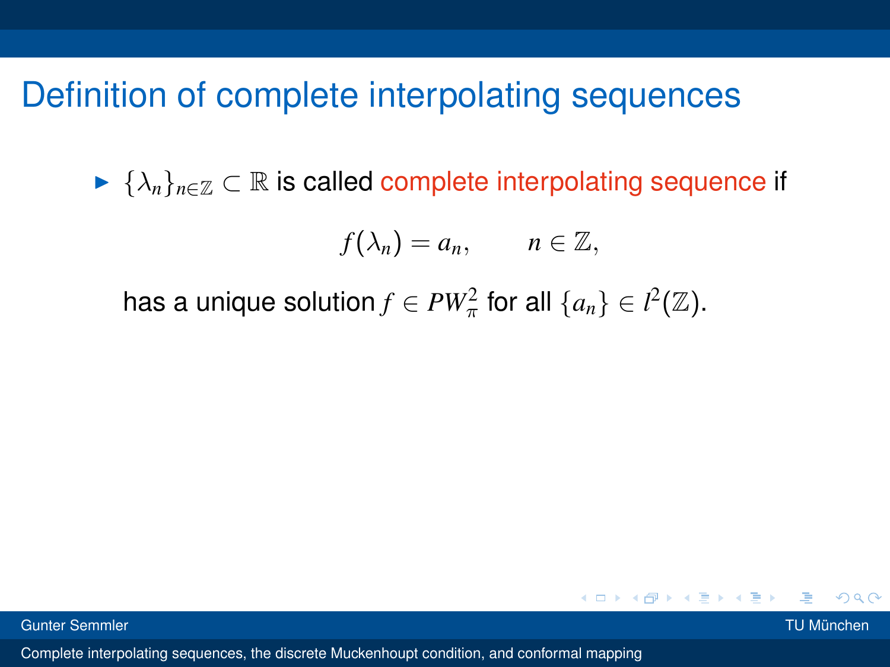# Definition of complete interpolating sequences

- $\{\lambda_n\}_{n\in\mathbb{Z}} \subset \mathbb{R}$ is called complete interpolating sequence if

$$f(\lambda_n) = a_n, \qquad n \in \mathbb{Z},$$

has a unique solution $f \in PW_\pi^2$ for all $\{a_n\} \in l^2(\mathbb{Z})$.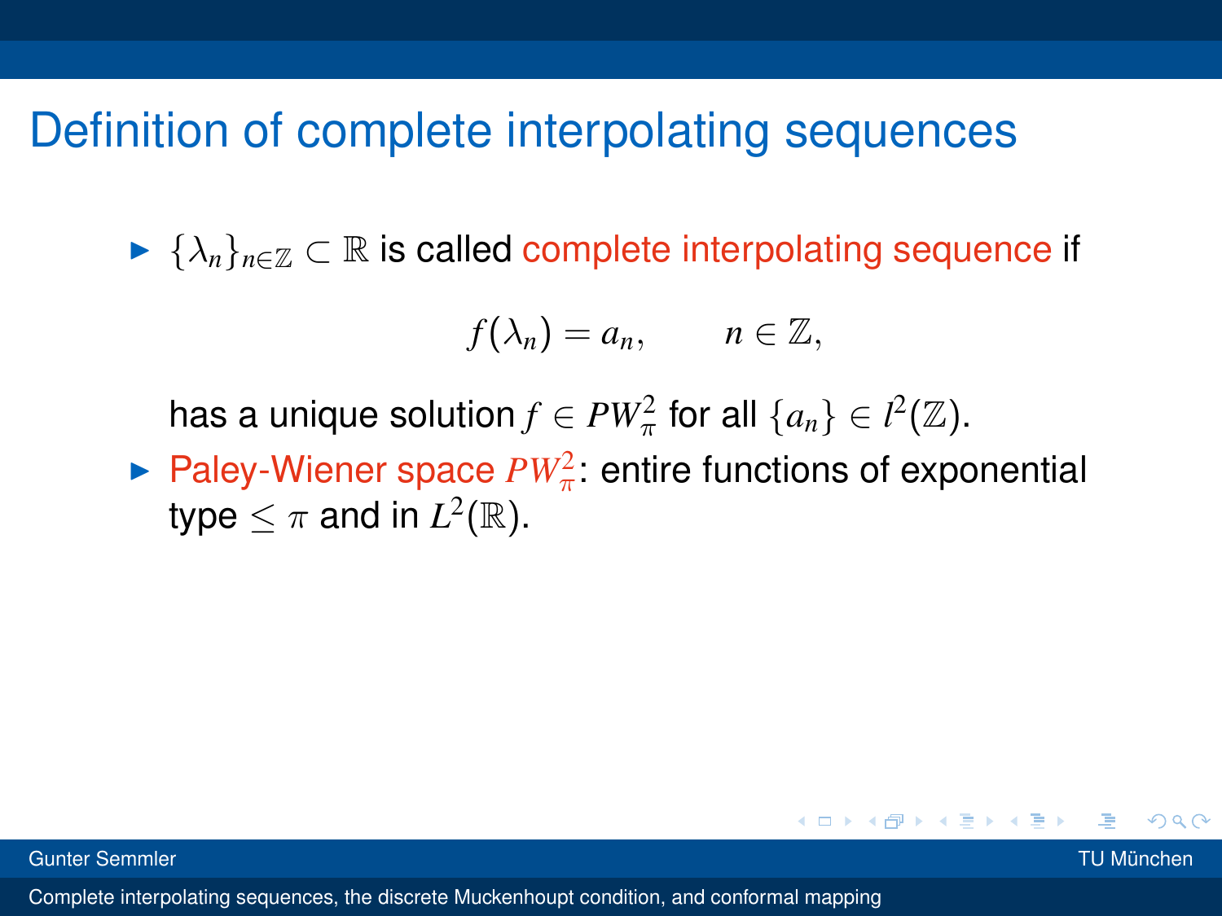# Definition of complete interpolating sequences

- $\{\lambda_n\}_{n\in\mathbb{Z}} \subset \mathbb{R}$ is called complete interpolating sequence if

$$f(\lambda_n) = a_n, \qquad n \in \mathbb{Z},$$

  has a unique solution $f \in PW^2_\pi$ for all $\{a_n\} \in l^2(\mathbb{Z})$.
- Paley-Wiener space $PW^2_\pi$: entire functions of exponential type $\leq \pi$ and in $L^2(\mathbb{R})$.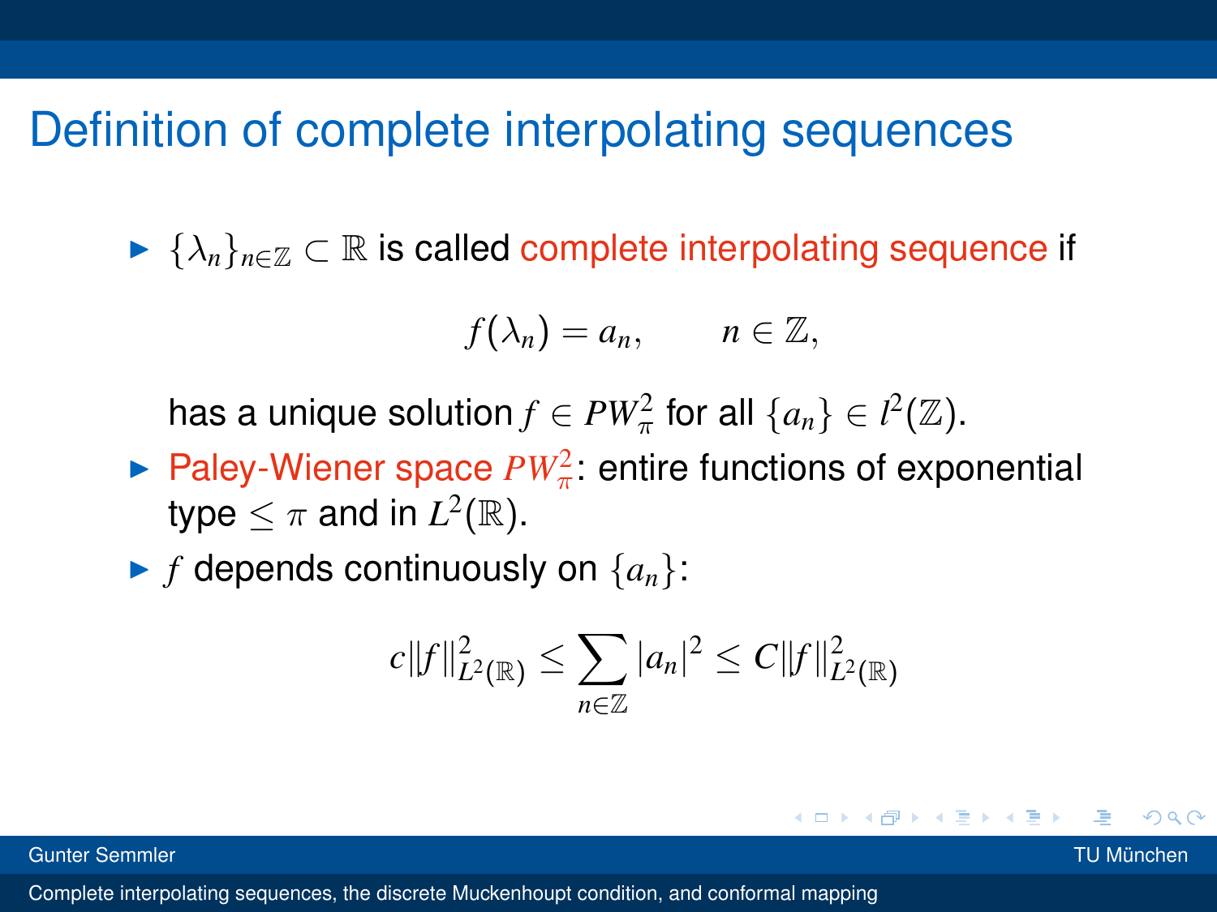# Definition of complete interpolating sequences

- $\{\lambda_n\}_{n\in\mathbb{Z}} \subset \mathbb{R}$ is called complete interpolating sequence if

$$f(\lambda_n) = a_n, \qquad n \in \mathbb{Z},$$

  has a unique solution $f \in PW_\pi^2$ for all $\{a_n\} \in l^2(\mathbb{Z})$.
- Paley-Wiener space $PW_\pi^2$: entire functions of exponential type $\leq \pi$ and in $L^2(\mathbb{R})$.
- $f$ depends continuously on $\{a_n\}$:

$$c\|f\|_{L^2(\mathbb{R})}^2 \leq \sum_{n\in\mathbb{Z}} |a_n|^2 \leq C\|f\|_{L^2(\mathbb{R})}^2$$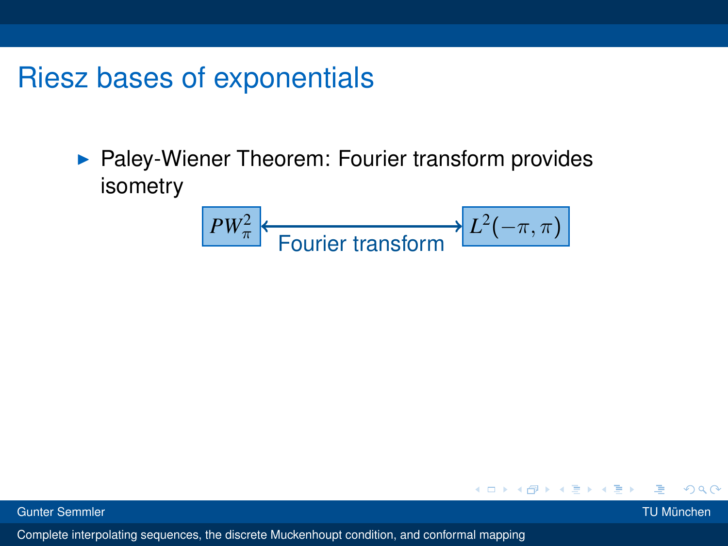# Riesz bases of exponentials

- Paley-Wiener Theorem: Fourier transform provides isometry

$$PW^2_\pi \longleftrightarrow L^2(-\pi, \pi)$$

Fourier transform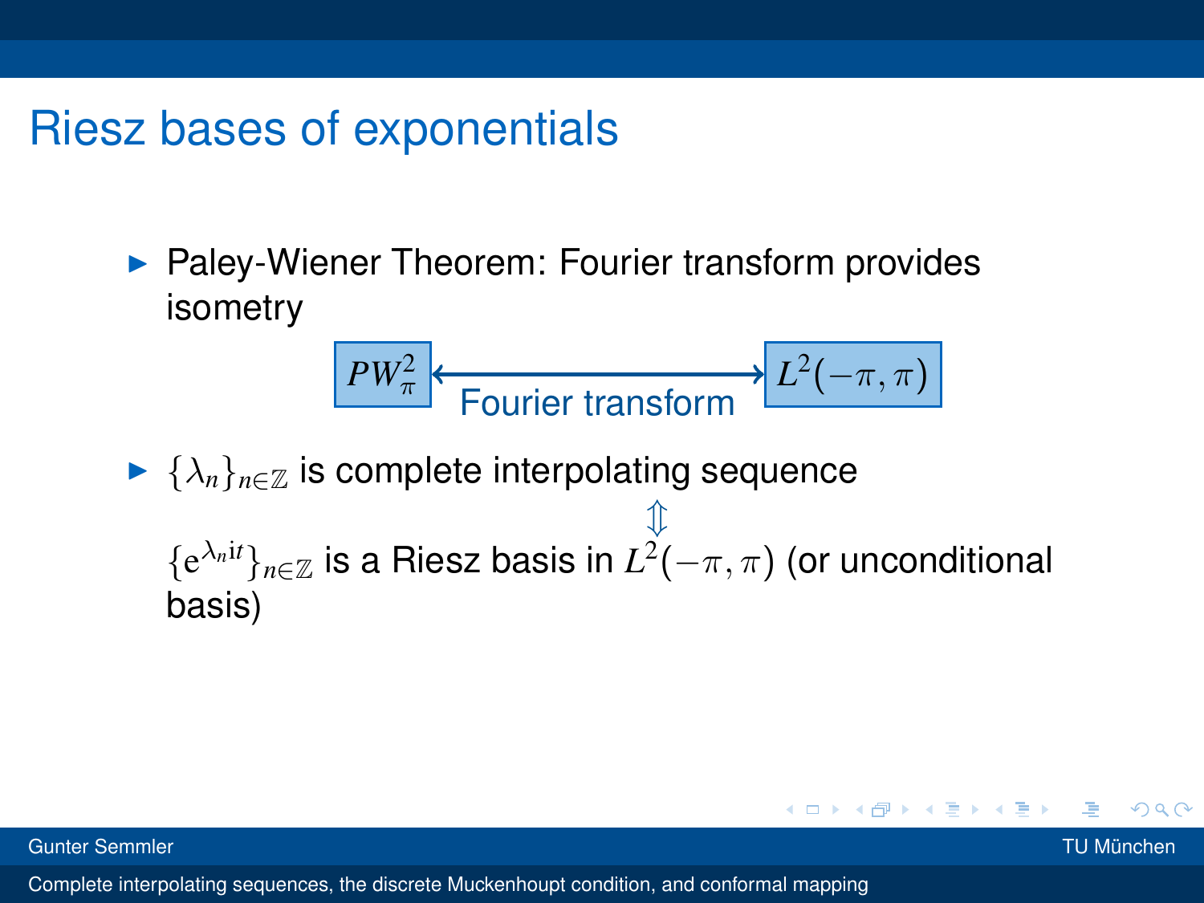# Riesz bases of exponentials

- Paley-Wiener Theorem: Fourier transform provides isometry

$$PW^2_\pi \longleftrightarrow L^2(-\pi,\pi)$$

Fourier transform

- $\{\lambda_n\}_{n\in\mathbb{Z}}$ is complete interpolating sequence

$$\Updownarrow$$

$\{e^{\lambda_n i t}\}_{n\in\mathbb{Z}}$ is a Riesz basis in $L^2(-\pi,\pi)$ (or unconditional basis)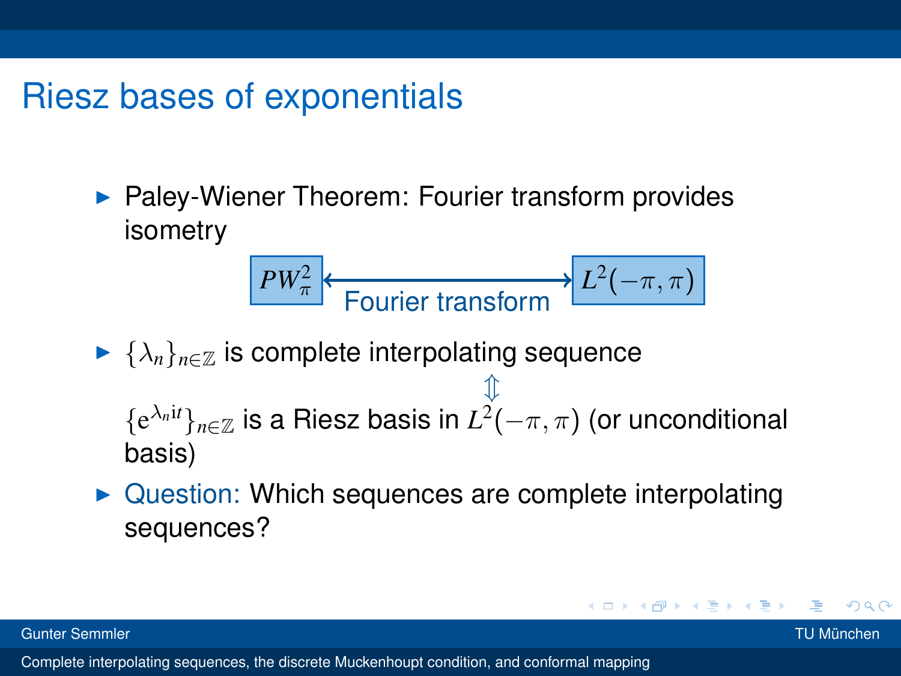# Riesz bases of exponentials

- Paley-Wiener Theorem: Fourier transform provides isometry

$$PW^2_\pi \xleftrightarrow{\text{Fourier transform}} L^2(-\pi,\pi)$$

- $\{\lambda_n\}_{n\in\mathbb{Z}}$ is complete interpolating sequence

$$\Updownarrow$$

  $\{e^{\lambda_n it}\}_{n\in\mathbb{Z}}$ is a Riesz basis in $L^2(-\pi,\pi)$ (or unconditional basis)

- Question: Which sequences are complete interpolating sequences?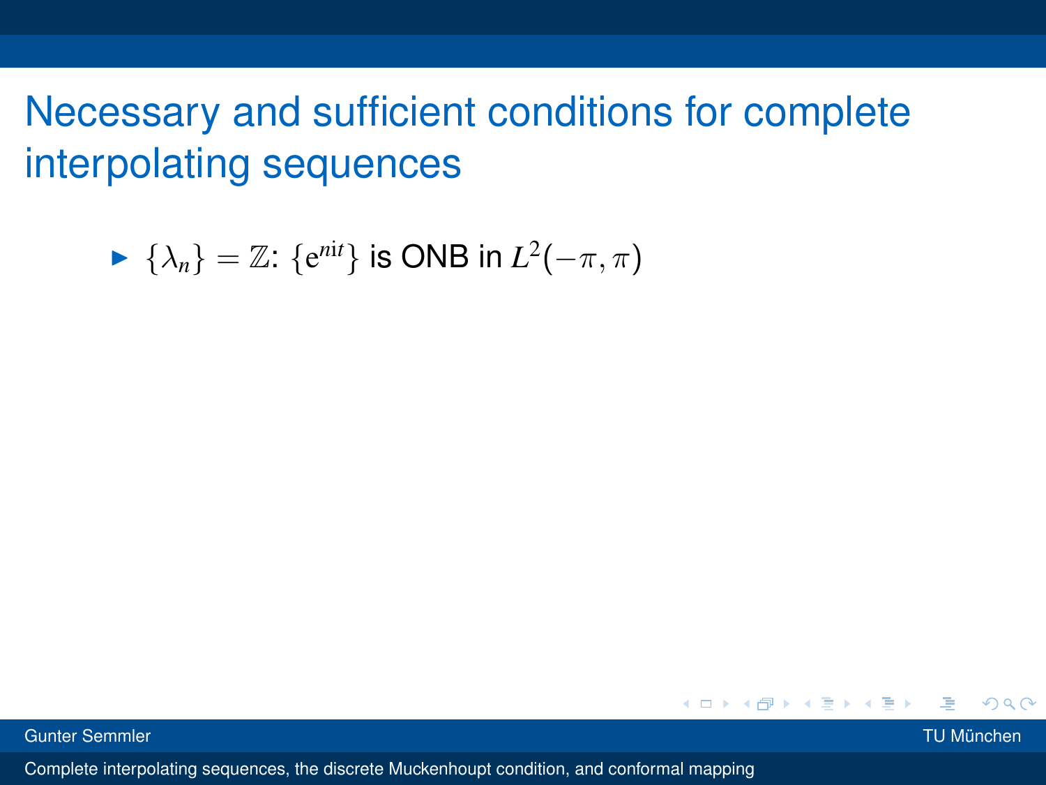# Necessary and sufficient conditions for complete interpolating sequences

- $\{\lambda_n\} = \mathbb{Z}$: $\{e^{nit}\}$ is ONB in $L^2(-\pi, \pi)$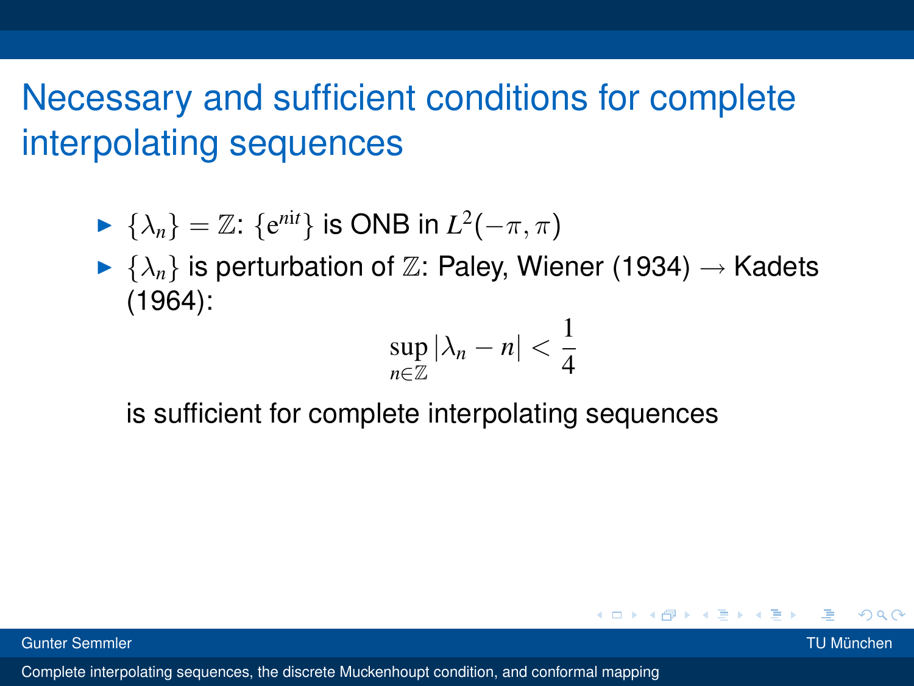# Necessary and sufficient conditions for complete interpolating sequences

- $\{\lambda_n\} = \mathbb{Z}$: $\{e^{nit}\}$ is ONB in $L^2(-\pi, \pi)$
- $\{\lambda_n\}$ is perturbation of $\mathbb{Z}$: Paley, Wiener (1934) $\rightarrow$ Kadets (1964):

$$\sup_{n \in \mathbb{Z}} |\lambda_n - n| < \frac{1}{4}$$

  is sufficient for complete interpolating sequences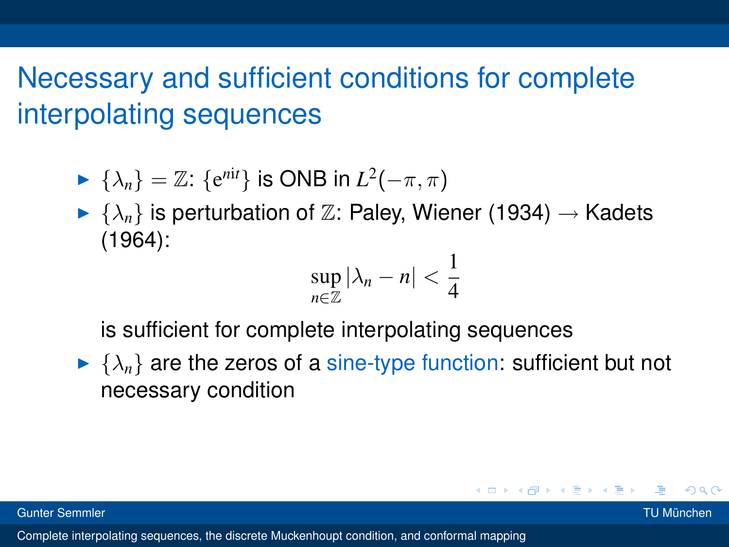# Necessary and sufficient conditions for complete interpolating sequences

- $\{\lambda_n\} = \mathbb{Z}$: $\{e^{nit}\}$ is ONB in $L^2(-\pi, \pi)$
- $\{\lambda_n\}$ is perturbation of $\mathbb{Z}$: Paley, Wiener (1934) $\rightarrow$ Kadets (1964):

$$\sup_{n \in \mathbb{Z}} |\lambda_n - n| < \frac{1}{4}$$

  is sufficient for complete interpolating sequences
- $\{\lambda_n\}$ are the zeros of a sine-type function: sufficient but not necessary condition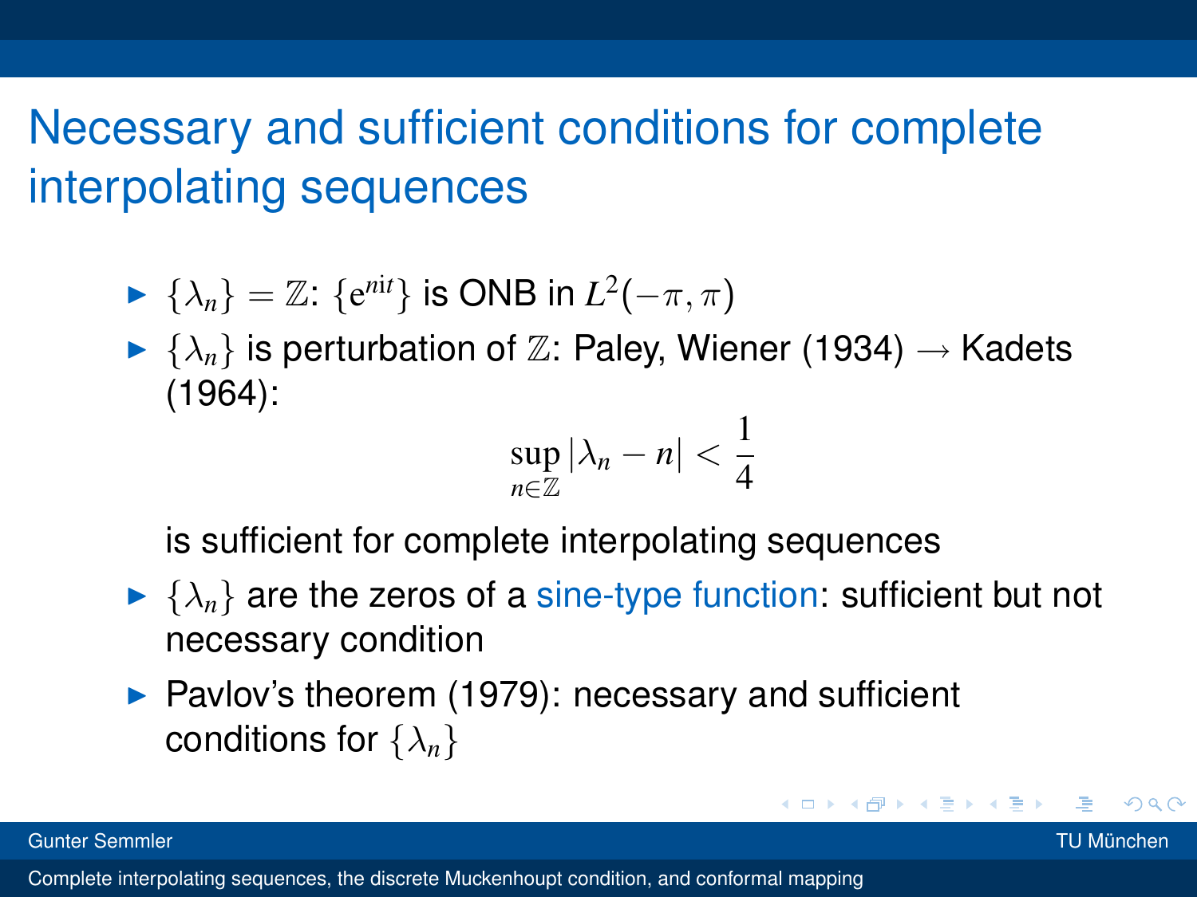# Necessary and sufficient conditions for complete interpolating sequences

- $\{\lambda_n\} = \mathbb{Z}$: $\{e^{nit}\}$ is ONB in $L^2(-\pi, \pi)$
- $\{\lambda_n\}$ is perturbation of $\mathbb{Z}$: Paley, Wiener (1934) $\rightarrow$ Kadets (1964):

$$\sup_{n \in \mathbb{Z}} |\lambda_n - n| < \frac{1}{4}$$

  is sufficient for complete interpolating sequences
- $\{\lambda_n\}$ are the zeros of a sine-type function: sufficient but not necessary condition
- Pavlov's theorem (1979): necessary and sufficient conditions for $\{\lambda_n\}$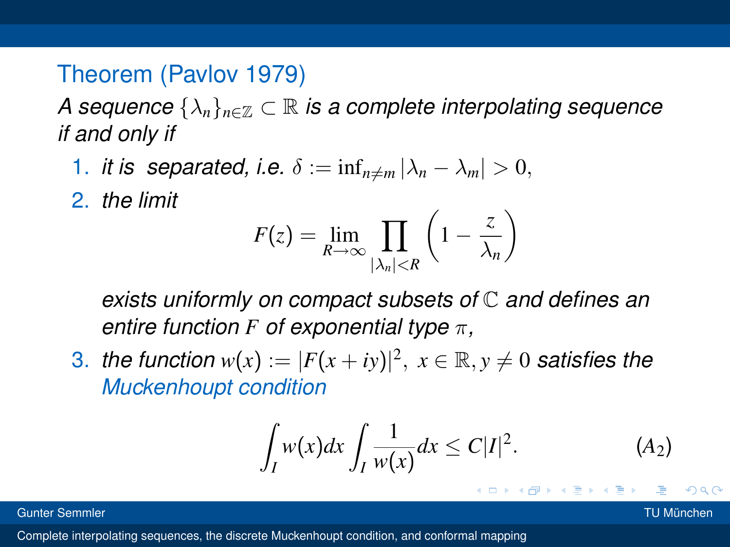### Theorem (Pavlov 1979)

*A sequence* $\{\lambda_n\}_{n\in\mathbb{Z}} \subset \mathbb{R}$ *is a complete interpolating sequence if and only if*

1. *it is separated, i.e.* $\delta := \inf_{n\neq m} |\lambda_n - \lambda_m| > 0$,
2. *the limit*

$$F(z) = \lim_{R\to\infty} \prod_{|\lambda_n|<R} \left(1 - \frac{z}{\lambda_n}\right)$$

   *exists uniformly on compact subsets of* $\mathbb{C}$ *and defines an entire function* $F$ *of exponential type* $\pi$,

3. *the function* $w(x) := |F(x+iy)|^2,\ x \in \mathbb{R}, y \neq 0$ *satisfies the Muckenhoupt condition*

$$\int_I w(x)dx \int_I \frac{1}{w(x)} dx \leq C|I|^2. \qquad (A_2)$$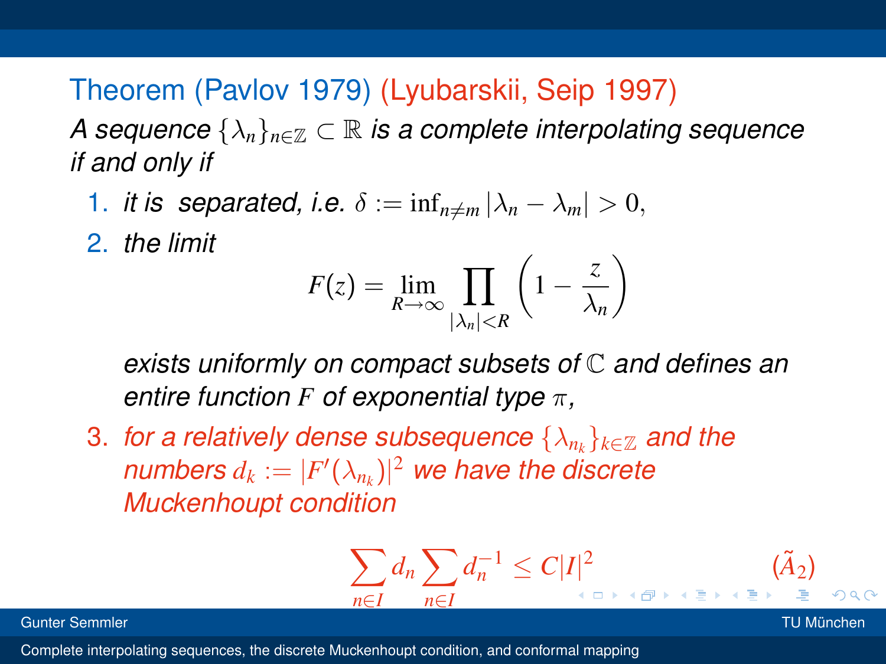## Theorem (Pavlov 1979) (Lyubarskii, Seip 1997)

*A sequence $\{\lambda_n\}_{n\in\mathbb{Z}} \subset \mathbb{R}$ is a complete interpolating sequence if and only if*

1. *it is separated, i.e.* $\delta := \inf_{n\neq m} |\lambda_n - \lambda_m| > 0$,
2. *the limit*

   $$F(z) = \lim_{R\to\infty} \prod_{|\lambda_n|<R} \left(1 - \frac{z}{\lambda_n}\right)$$

   *exists uniformly on compact subsets of* $\mathbb{C}$ *and defines an entire function* $F$ *of exponential type* $\pi$,
3. *for a relatively dense subsequence* $\{\lambda_{n_k}\}_{k\in\mathbb{Z}}$ *and the numbers* $d_k := |F'(\lambda_{n_k})|^2$ *we have the discrete Muckenhoupt condition*

$$\sum_{n\in I} d_n \sum_{n\in I} d_n^{-1} \leq C|I|^2 \qquad (\tilde{A}_2)$$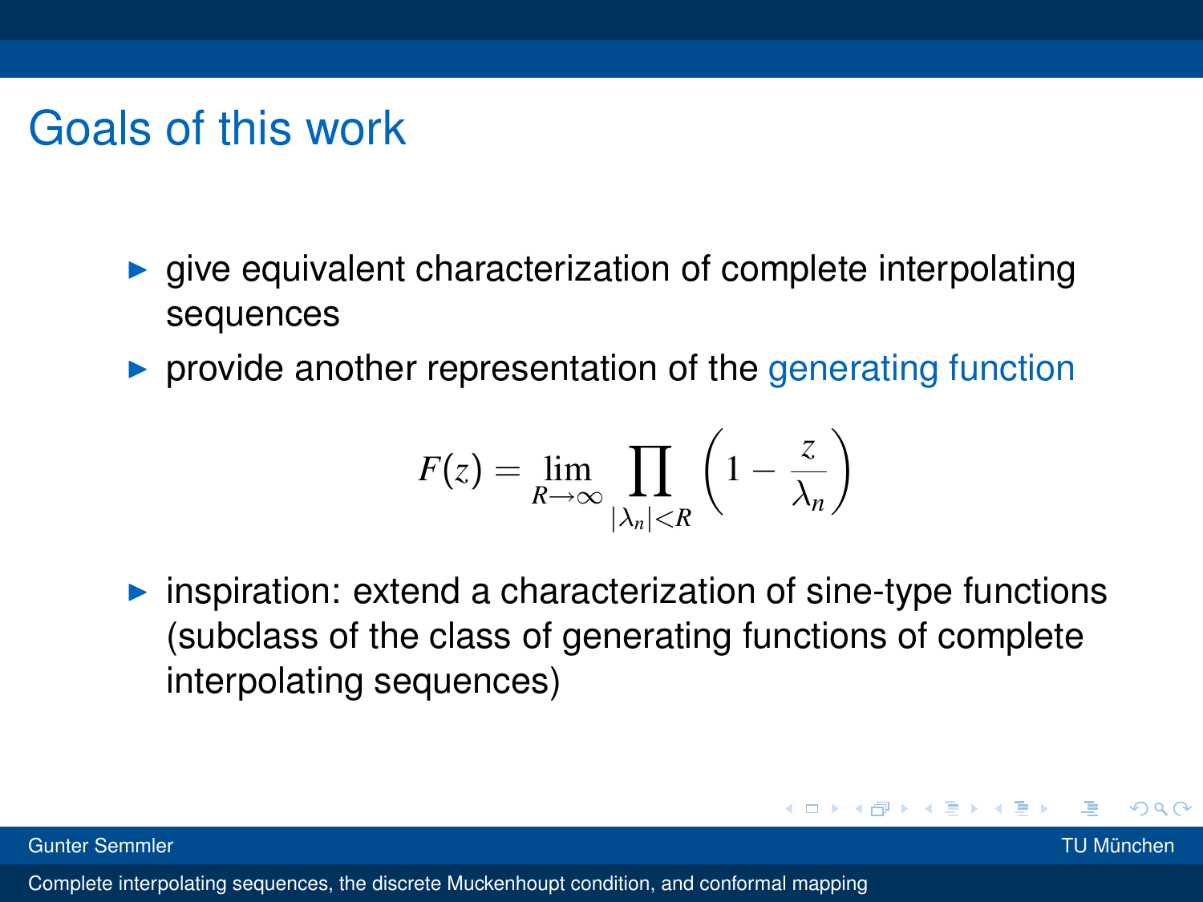# Goals of this work

- give equivalent characterization of complete interpolating sequences
- provide another representation of the generating function

$$F(z) = \lim_{R\to\infty} \prod_{|\lambda_n|<R} \left(1 - \frac{z}{\lambda_n}\right)$$

- inspiration: extend a characterization of sine-type functions (subclass of the class of generating functions of complete interpolating sequences)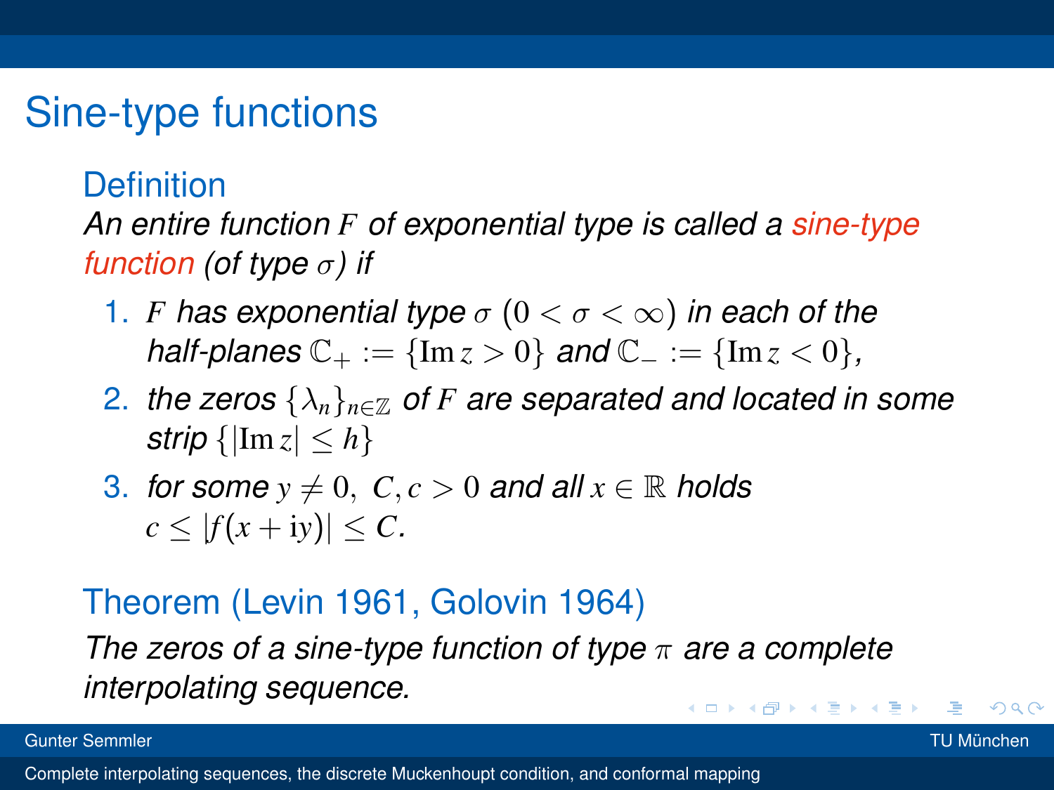# Sine-type functions

## Definition

*An entire function $F$ of exponential type is called a sine-type function (of type $\sigma$) if*

1. *$F$ has exponential type $\sigma$ $(0 < \sigma < \infty)$ in each of the half-planes $\mathbb{C}_+ := \{\operatorname{Im} z > 0\}$ and $\mathbb{C}_- := \{\operatorname{Im} z < 0\}$,*
2. *the zeros $\{\lambda_n\}_{n\in\mathbb{Z}}$ of $F$ are separated and located in some strip $\{|\operatorname{Im} z| \leq h\}$*
3. *for some $y \neq 0,\ C, c > 0$ and all $x \in \mathbb{R}$ holds $c \leq |f(x + \mathrm{i}y)| \leq C$.*

## Theorem (Levin 1961, Golovin 1964)

*The zeros of a sine-type function of type $\pi$ are a complete interpolating sequence.*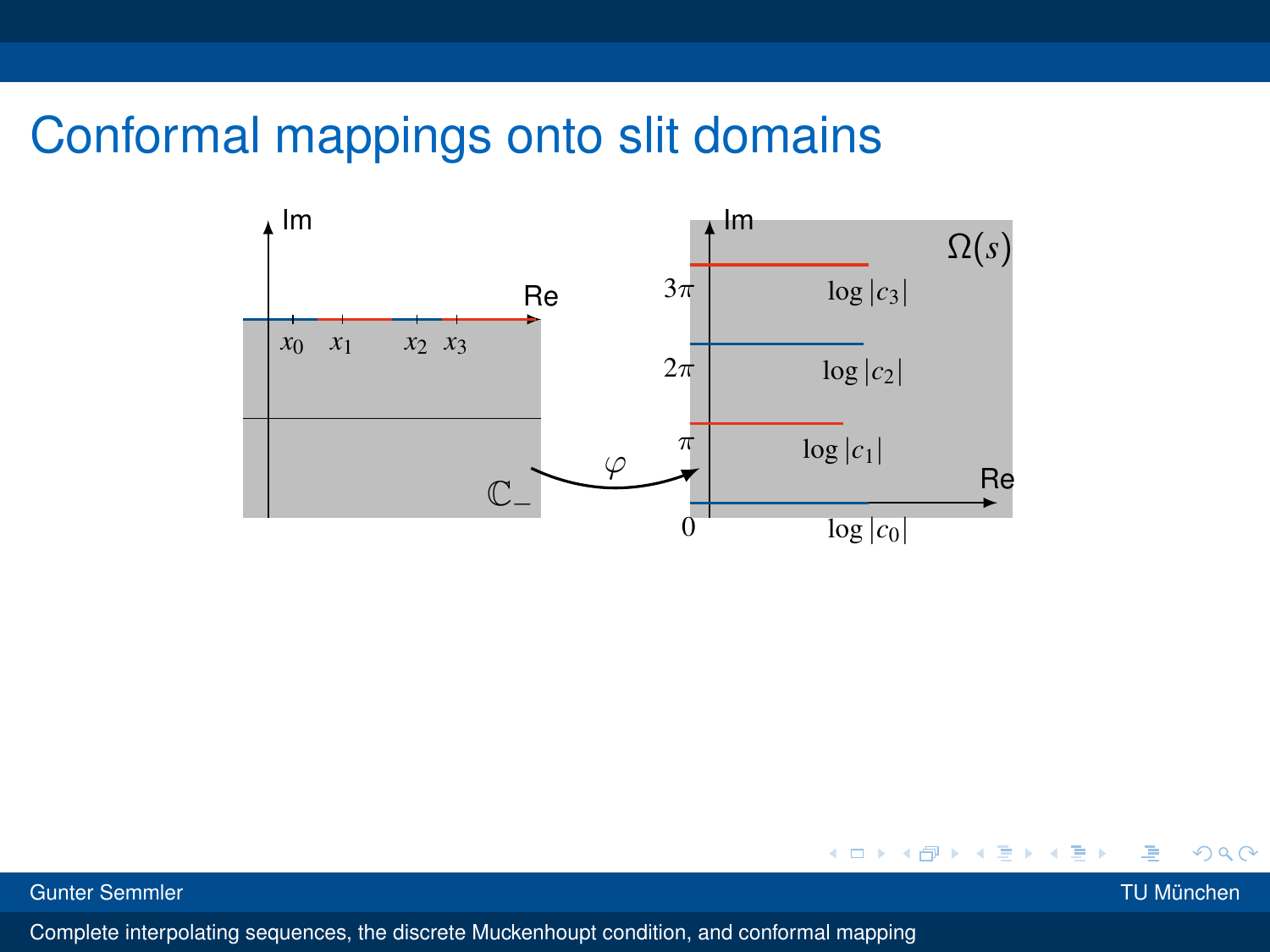# Conformal mappings onto slit domains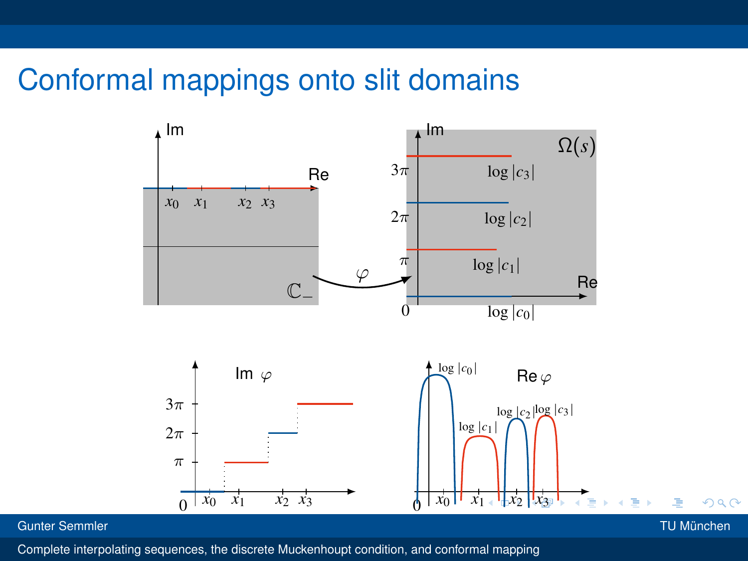# Conformal mappings onto slit domains

Im

Re

$x_0$ $x_1$ $x_2$ $x_3$

$\mathbb{C}_-$

$\varphi$

Im

$\Omega(s)$

$3\pi$ $\log|c_3|$

$2\pi$ $\log|c_2|$

$\pi$ $\log|c_1|$

Re

$0$ $\log|c_0|$

Im $\varphi$

$3\pi$

$2\pi$

$\pi$

$0$ $x_0$ $x_1$ $x_2$ $x_3$

Re $\varphi$

$\log|c_0|$ $\log|c_1|$ $\log|c_2|$ $\log|c_3|$

$0$ $x_0$ $x_1$ $x_2$ $x_3$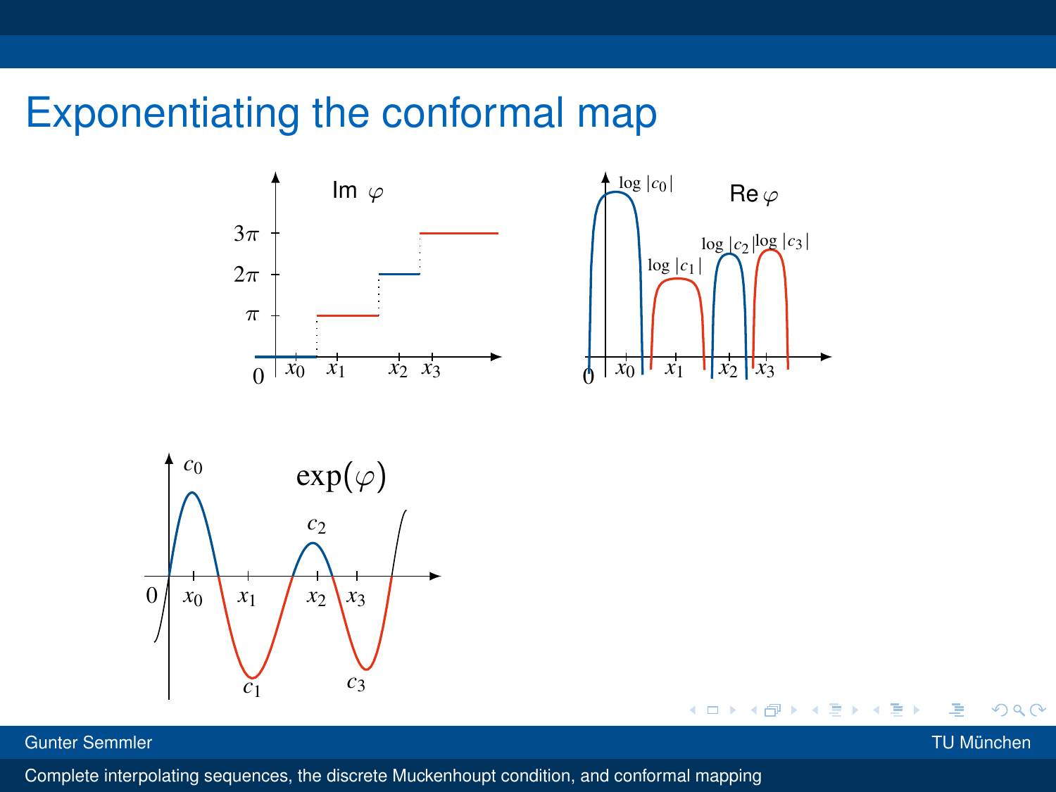# Exponentiating the conformal map

Im $\varphi$

$3\pi$

$2\pi$

$\pi$

$0$ $x_0$ $x_1$ $x_2$ $x_3$

Re $\varphi$

$\log|c_0|$ $\log|c_1|$ $\log|c_2|$ $\log|c_3|$

$0$ $x_0$ $x_1$ $x_2$ $x_3$

$\exp(\varphi)$

$c_0$ $c_1$ $c_2$ $c_3$

$0$ $x_0$ $x_1$ $x_2$ $x_3$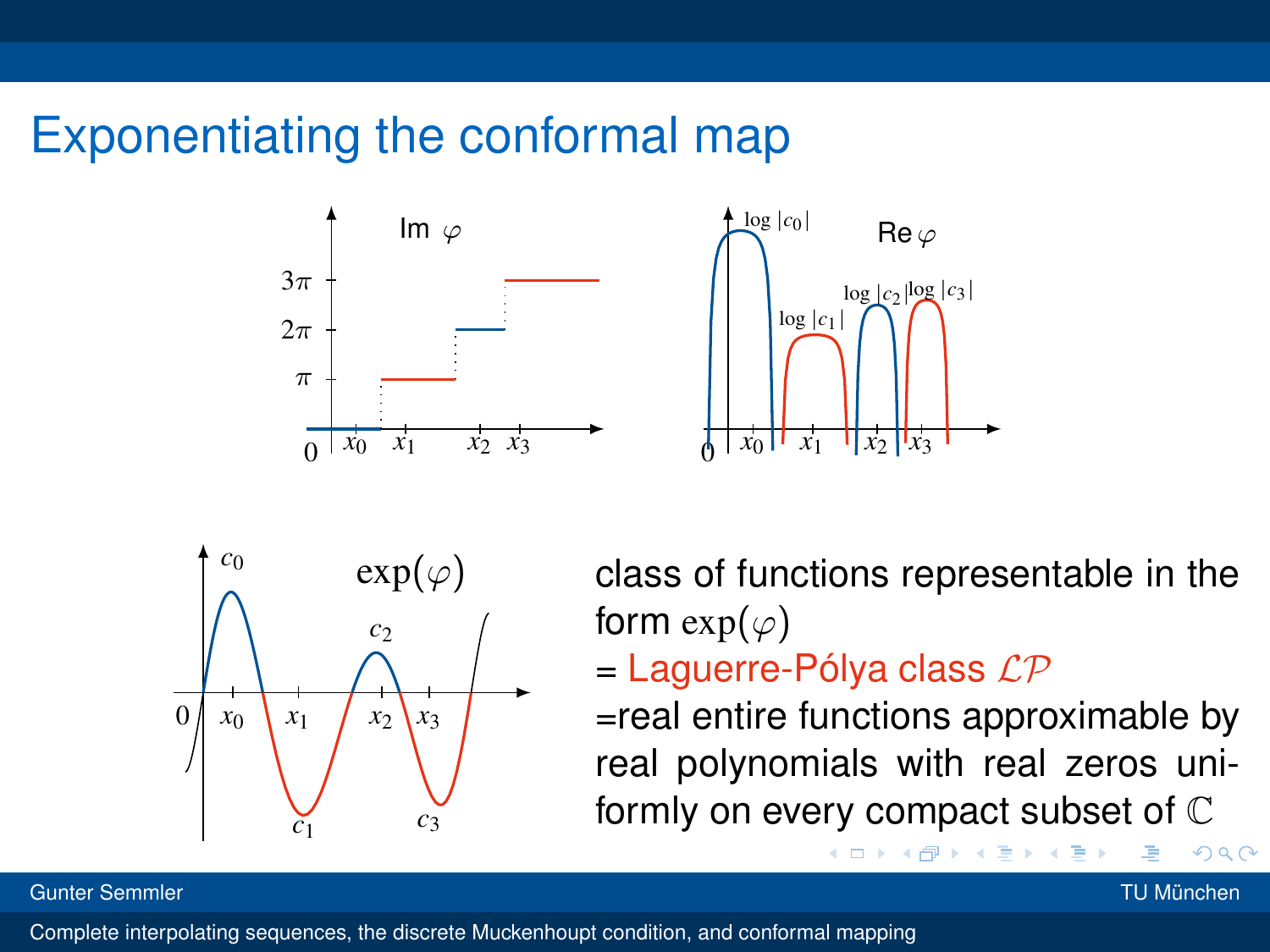# Exponentiating the conformal map

class of functions representable in the form $\exp(\varphi)$

= Laguerre-Pólya class $\mathcal{LP}$

=real entire functions approximable by real polynomials with real zeros uniformly on every compact subset of $\mathbb{C}$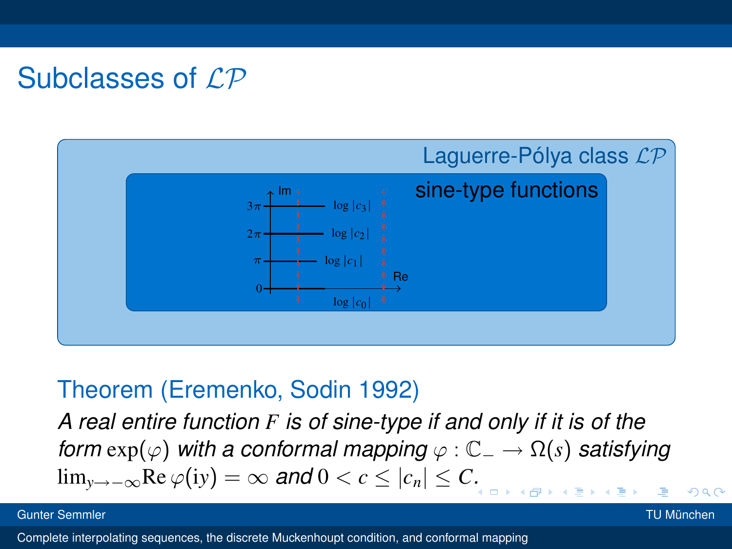## Subclasses of $\mathcal{LP}$

Laguerre-Pólya class $\mathcal{LP}$

sine-type functions

Im, Re, $0$, $\pi$, $2\pi$, $3\pi$, $\log|c_0|$, $\log|c_1|$, $\log|c_2|$, $\log|c_3|$

### Theorem (Eremenko, Sodin 1992)

*A real entire function $F$ is of sine-type if and only if it is of the form $\exp(\varphi)$ with a conformal mapping $\varphi : \mathbb{C}_- \to \Omega(s)$ satisfying $\lim_{y\to-\infty} \mathrm{Re}\,\varphi(\mathrm{i}y) = \infty$ and $0 < c \le |c_n| \le C$.*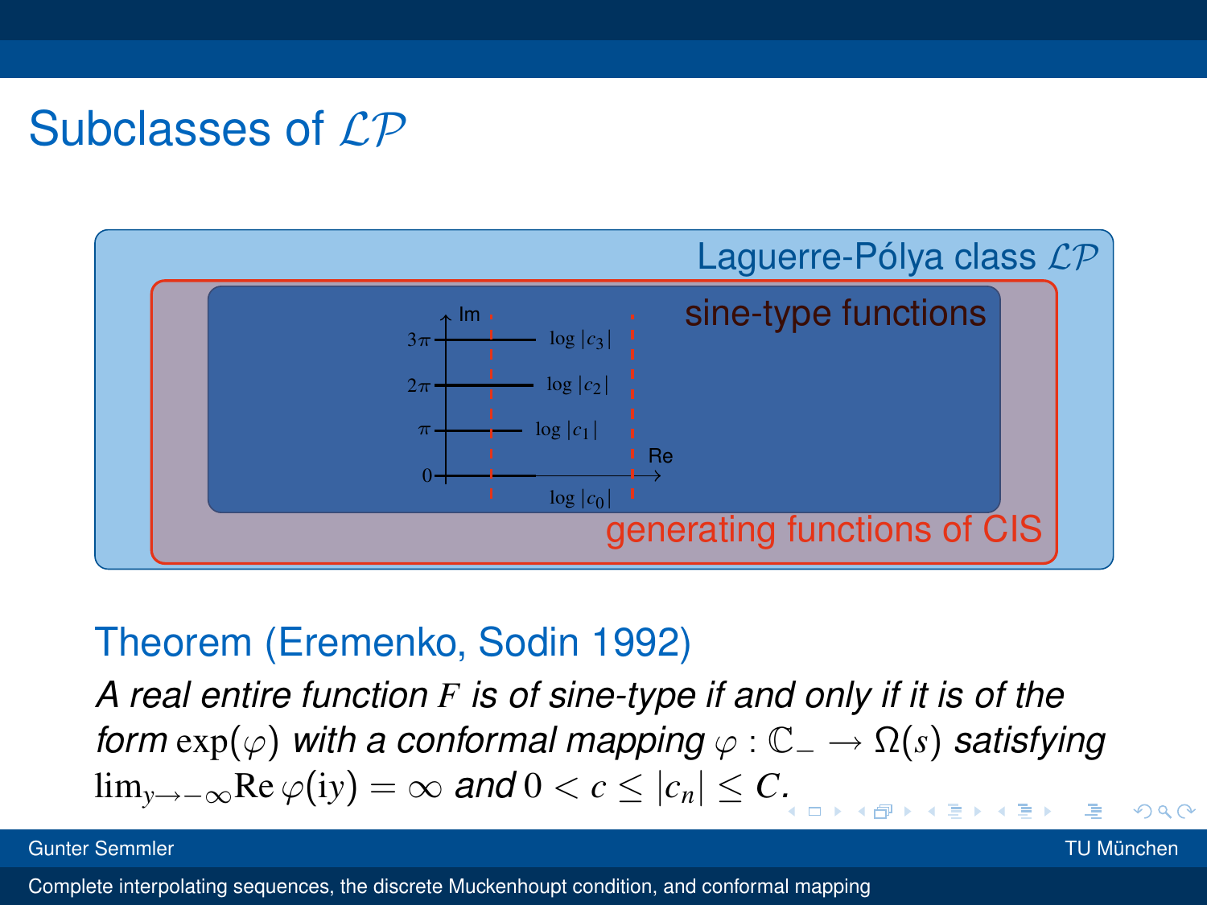# Subclasses of $\mathcal{LP}$

Laguerre-Pólya class $\mathcal{LP}$

generating functions of CIS

sine-type functions

Im, Re, $0$, $\pi$, $2\pi$, $3\pi$, $\log|c_0|$, $\log|c_1|$, $\log|c_2|$, $\log|c_3|$

## Theorem (Eremenko, Sodin 1992)

*A real entire function $F$ is of sine-type if and only if it is of the form $\exp(\varphi)$ with a conformal mapping $\varphi : \mathbb{C}_- \to \Omega(s)$ satisfying $\lim_{y\to-\infty} \mathrm{Re}\,\varphi(\mathrm{i}y) = \infty$ and $0 < c \leq |c_n| \leq C$.*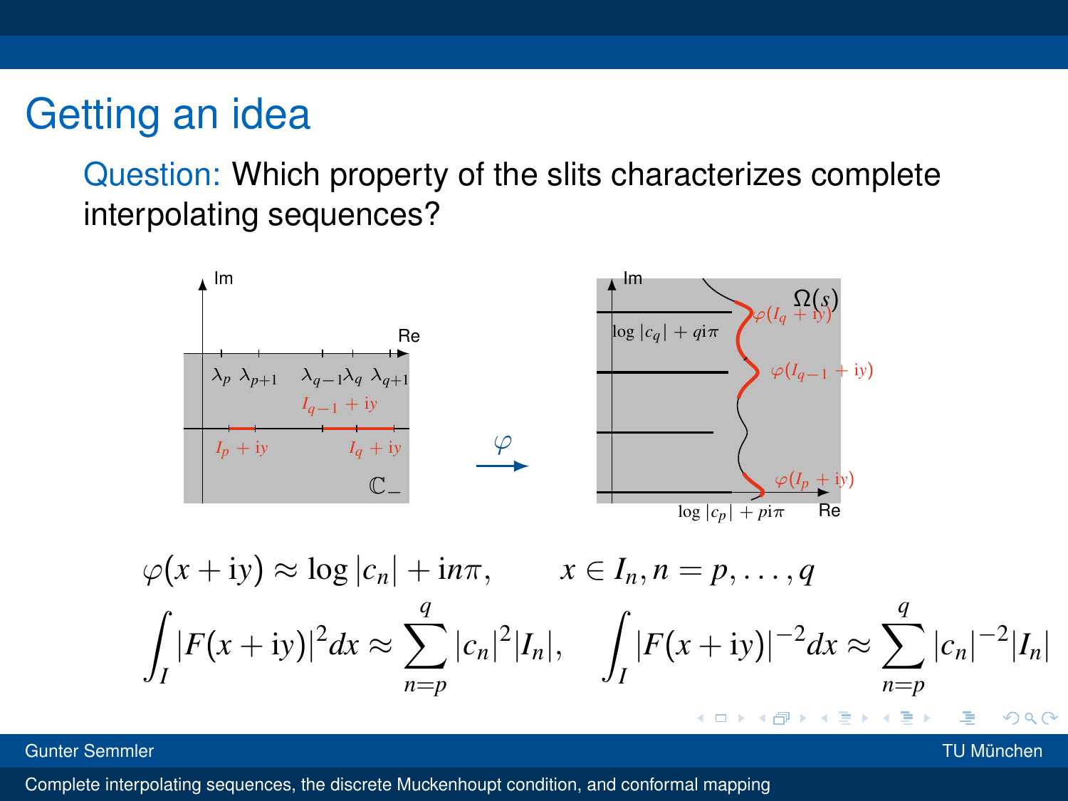# Getting an idea

Question: Which property of the slits characterizes complete interpolating sequences?

$$\varphi(x + iy) \approx \log |c_n| + in\pi, \qquad x \in I_n, n = p, \dots, q$$

$$\int_I |F(x + iy)|^2 dx \approx \sum_{n=p}^{q} |c_n|^2 |I_n|, \qquad \int_I |F(x + iy)|^{-2} dx \approx \sum_{n=p}^{q} |c_n|^{-2} |I_n|$$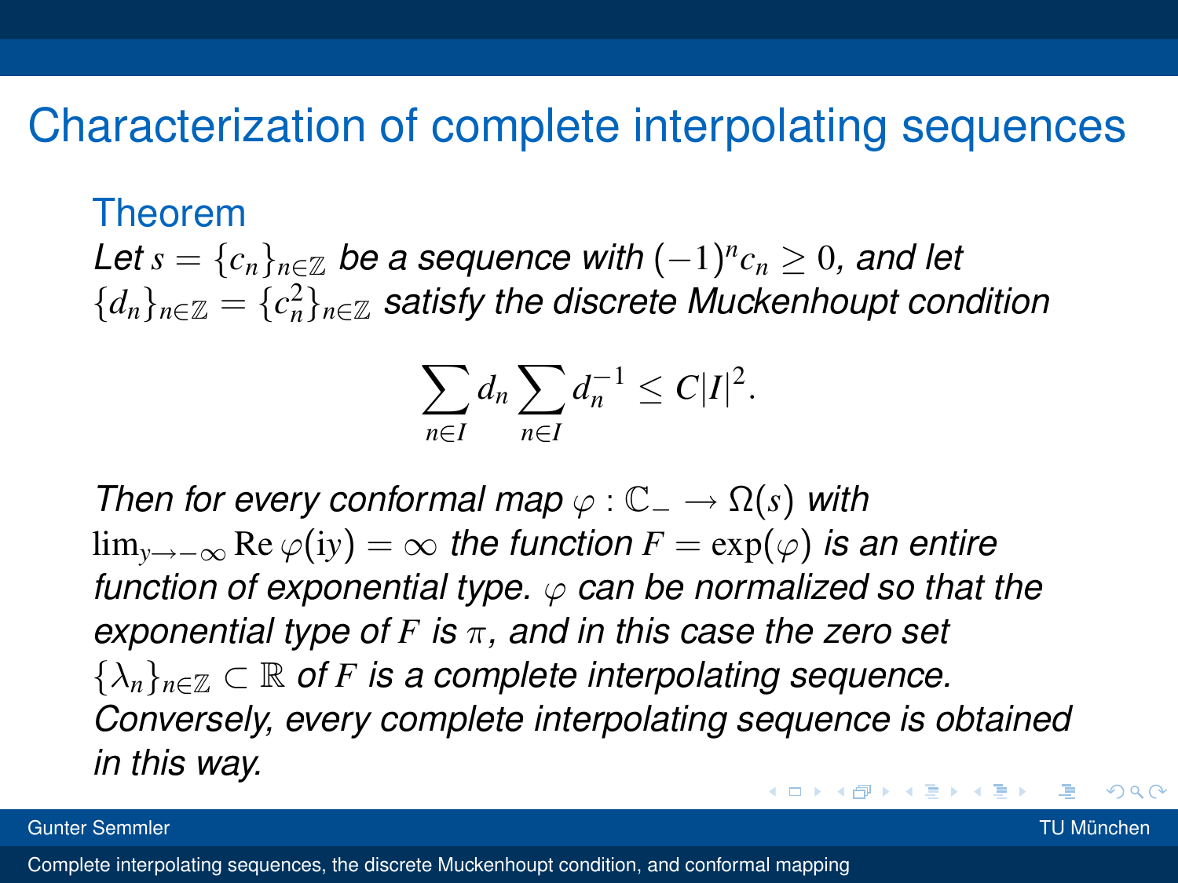# Characterization of complete interpolating sequences

### Theorem

*Let $s = \{c_n\}_{n \in \mathbb{Z}}$ be a sequence with $(-1)^n c_n \geq 0$, and let $\{d_n\}_{n \in \mathbb{Z}} = \{c_n^2\}_{n \in \mathbb{Z}}$ satisfy the discrete Muckenhoupt condition*

$$\sum_{n \in I} d_n \sum_{n \in I} d_n^{-1} \leq C|I|^2.$$

*Then for every conformal map $\varphi : \mathbb{C}_- \to \Omega(s)$ with $\lim_{y \to -\infty} \operatorname{Re} \varphi(\mathrm{i}y) = \infty$ the function $F = \exp(\varphi)$ is an entire function of exponential type. $\varphi$ can be normalized so that the exponential type of $F$ is $\pi$, and in this case the zero set $\{\lambda_n\}_{n \in \mathbb{Z}} \subset \mathbb{R}$ of $F$ is a complete interpolating sequence. Conversely, every complete interpolating sequence is obtained in this way.*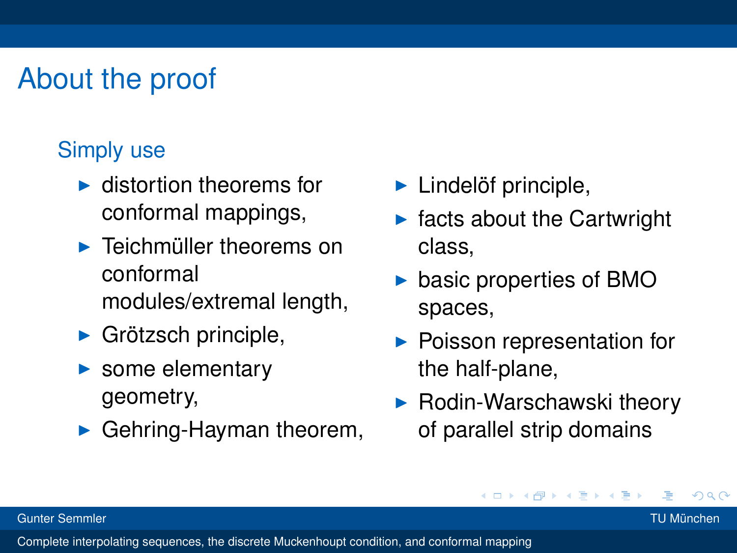# About the proof

### Simply use

- distortion theorems for conformal mappings,
- Teichmüller theorems on conformal modules/extremal length,
- Grötzsch principle,
- some elementary geometry,
- Gehring-Hayman theorem,
- Lindelöf principle,
- facts about the Cartwright class,
- basic properties of BMO spaces,
- Poisson representation for the half-plane,
- Rodin-Warschawski theory of parallel strip domains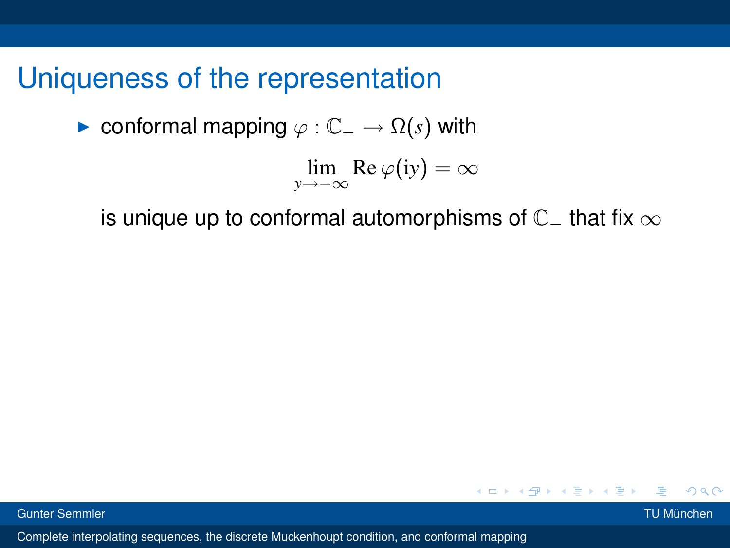# Uniqueness of the representation

- conformal mapping $\varphi : \mathbb{C}_- \to \Omega(s)$ with

$$\lim_{y \to -\infty} \operatorname{Re} \varphi(\mathrm{i}y) = \infty$$

  is unique up to conformal automorphisms of $\mathbb{C}_-$ that fix $\infty$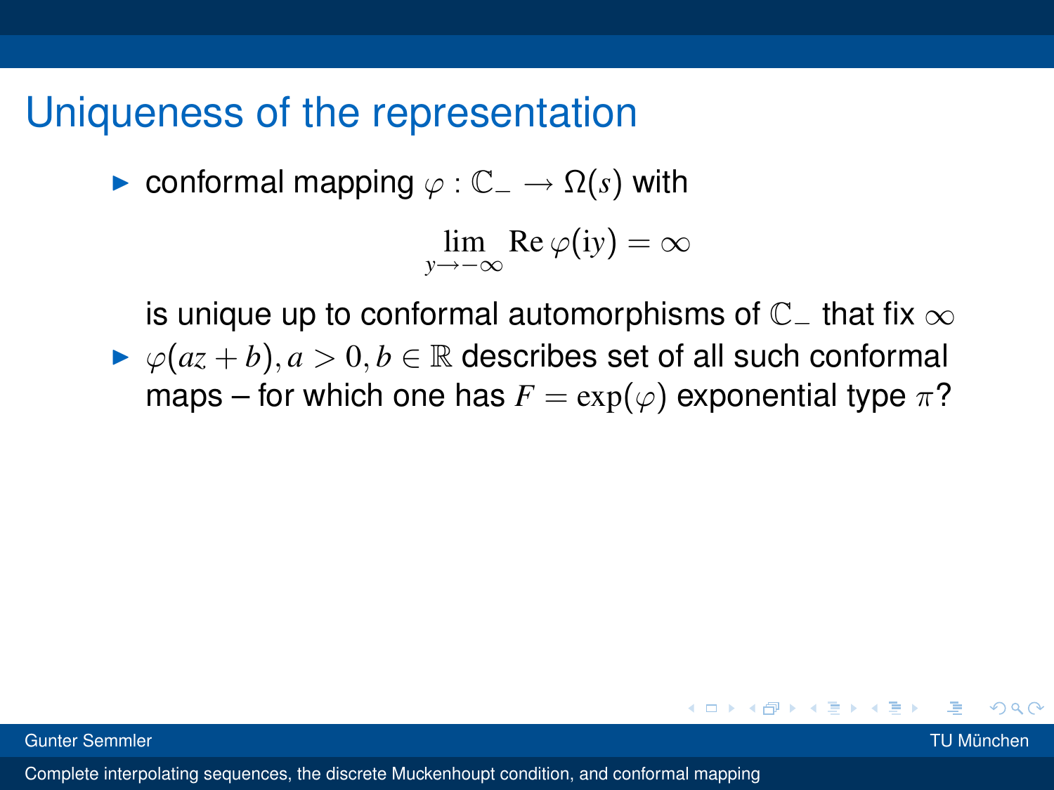# Uniqueness of the representation

- conformal mapping $\varphi : \mathbb{C}_- \to \Omega(s)$ with

$$\lim_{y \to -\infty} \operatorname{Re} \varphi(\mathrm{i}y) = \infty$$

  is unique up to conformal automorphisms of $\mathbb{C}_-$ that fix $\infty$
- $\varphi(az + b), a > 0, b \in \mathbb{R}$ describes set of all such conformal maps – for which one has $F = \exp(\varphi)$ exponential type $\pi$?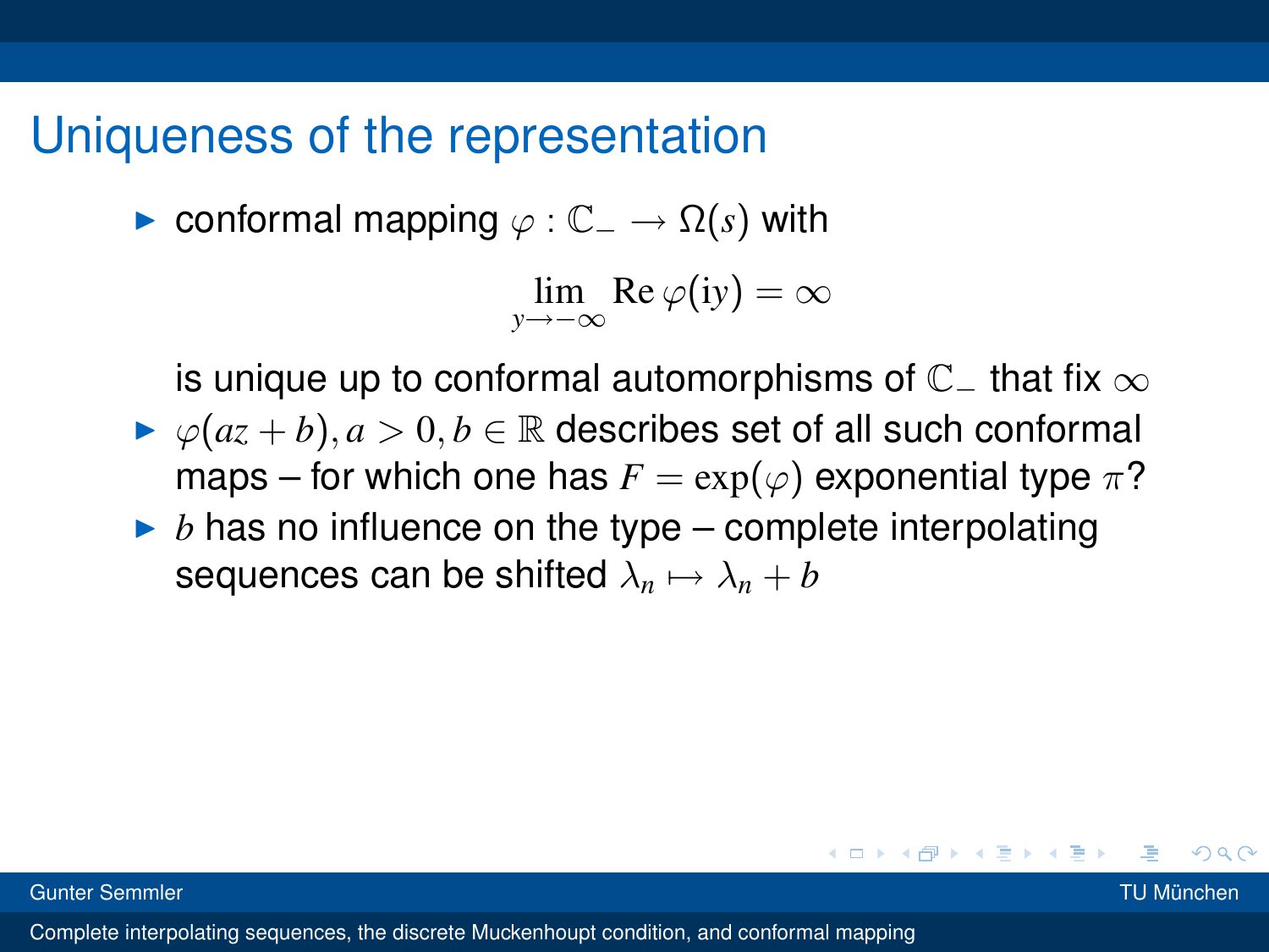## Uniqueness of the representation

- conformal mapping $\varphi : \mathbb{C}_- \to \Omega(s)$ with

$$\lim_{y \to -\infty} \operatorname{Re} \varphi(\mathrm{i}y) = \infty$$

  is unique up to conformal automorphisms of $\mathbb{C}_-$ that fix $\infty$
- $\varphi(az + b), a > 0, b \in \mathbb{R}$ describes set of all such conformal maps – for which one has $F = \exp(\varphi)$ exponential type $\pi$?
- $b$ has no influence on the type – complete interpolating sequences can be shifted $\lambda_n \mapsto \lambda_n + b$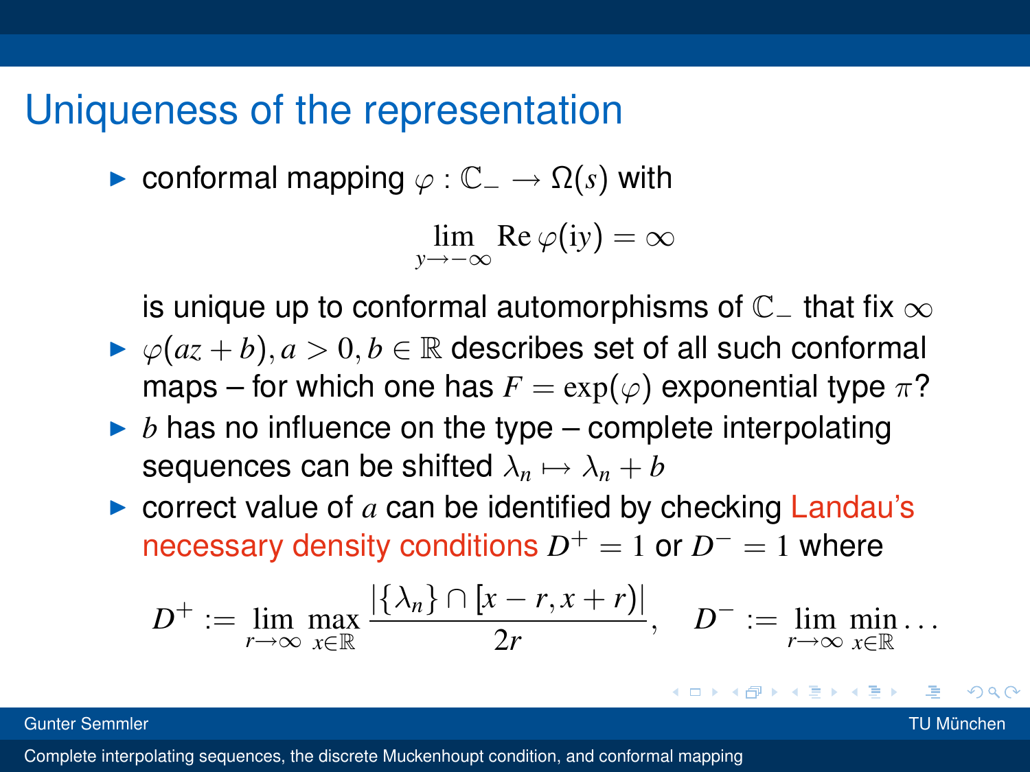## Uniqueness of the representation

- conformal mapping $\varphi : \mathbb{C}_- \to \Omega(s)$ with

$$\lim_{y \to -\infty} \operatorname{Re} \varphi(\mathrm{i}y) = \infty$$

  is unique up to conformal automorphisms of $\mathbb{C}_-$ that fix $\infty$
- $\varphi(az + b), a > 0, b \in \mathbb{R}$ describes set of all such conformal maps – for which one has $F = \exp(\varphi)$ exponential type $\pi$?
- $b$ has no influence on the type – complete interpolating sequences can be shifted $\lambda_n \mapsto \lambda_n + b$
- correct value of $a$ can be identified by checking Landau's necessary density conditions $D^+ = 1$ or $D^- = 1$ where

$$D^+ := \lim_{r \to \infty} \max_{x \in \mathbb{R}} \frac{|\{\lambda_n\} \cap [x - r, x + r)|}{2r}, \quad D^- := \lim_{r \to \infty} \min_{x \in \mathbb{R}} \ldots$$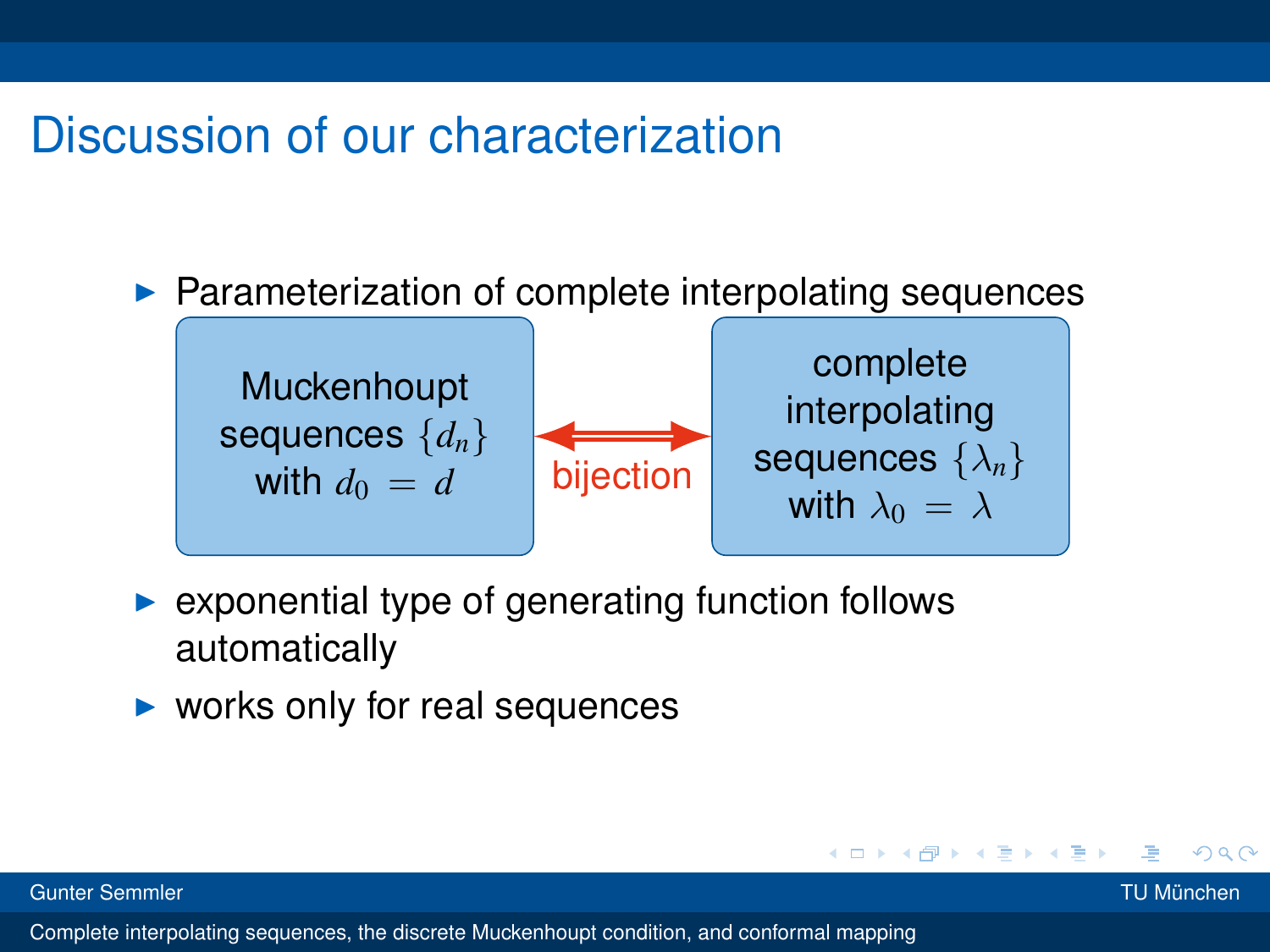# Discussion of our characterization

- Parameterization of complete interpolating sequences

Muckenhoupt sequences $\{d_n\}$ with $d_0 = d$ ⟺ (bijection) complete interpolating sequences $\{\lambda_n\}$ with $\lambda_0 = \lambda$

- exponential type of generating function follows automatically
- works only for real sequences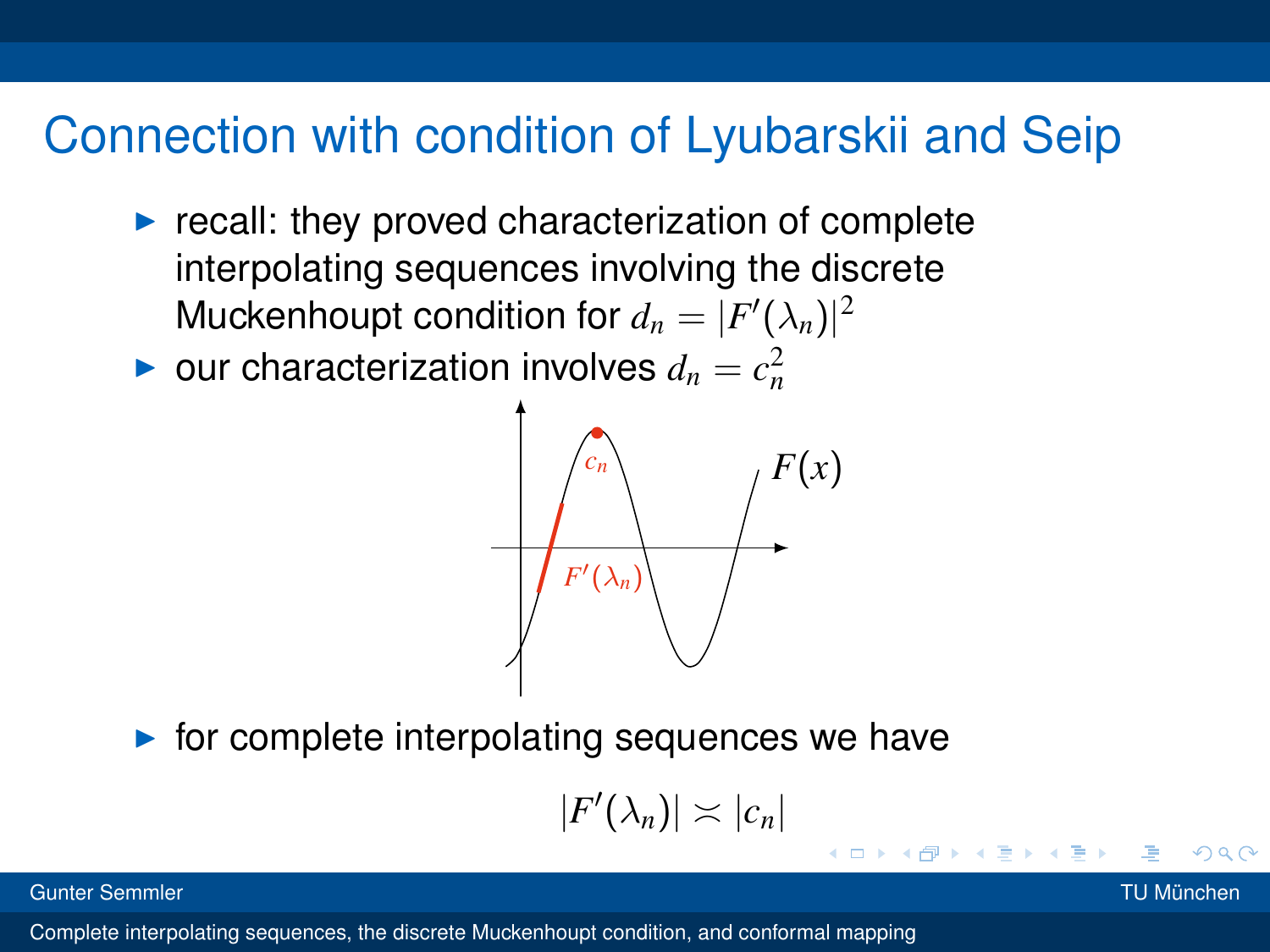# Connection with condition of Lyubarskii and Seip

- recall: they proved characterization of complete interpolating sequences involving the discrete Muckenhoupt condition for $d_n = |F'(\lambda_n)|^2$
- our characterization involves $d_n = c_n^2$
- for complete interpolating sequences we have

$$|F'(\lambda_n)| \asymp |c_n|$$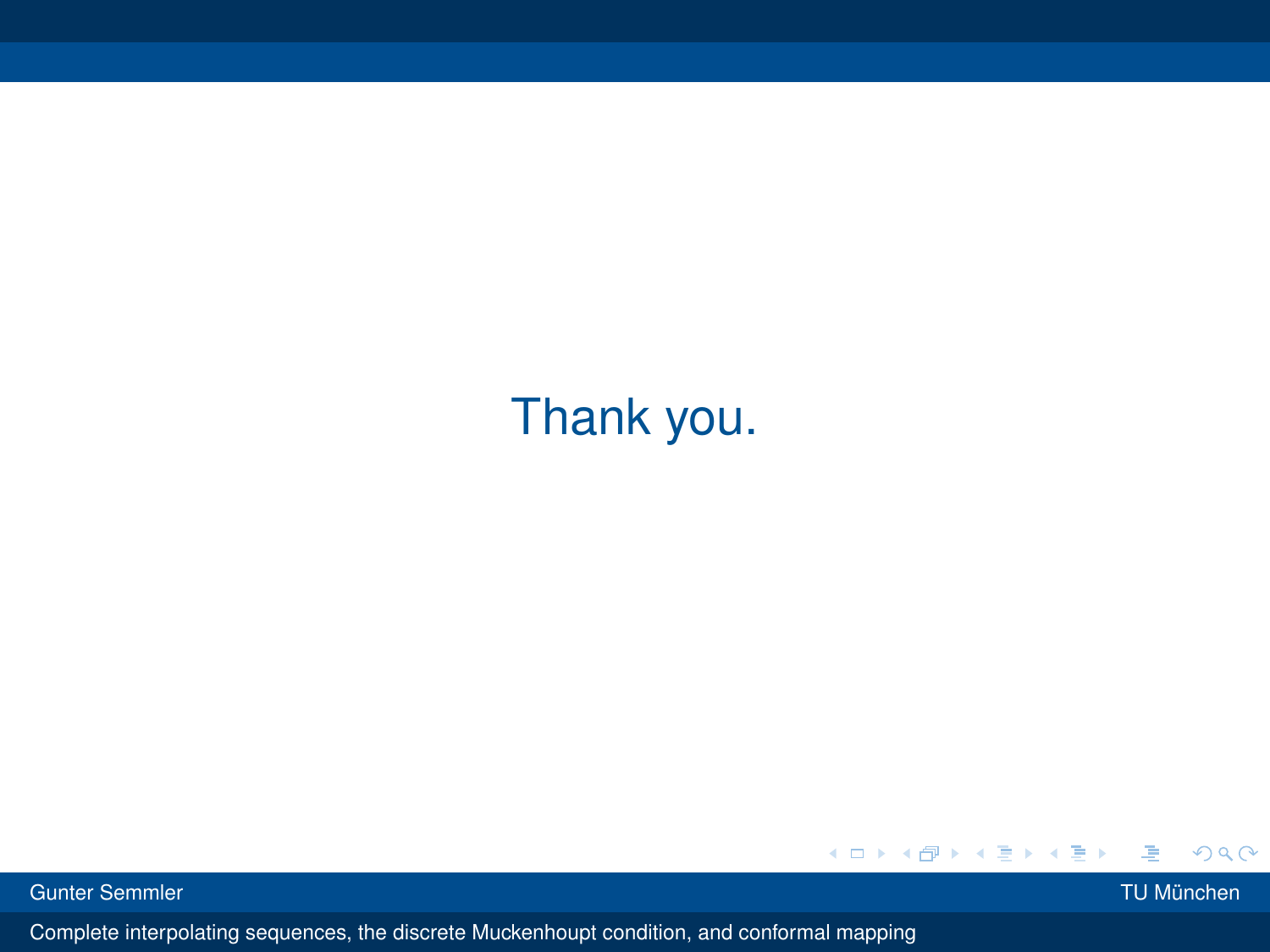Thank you.